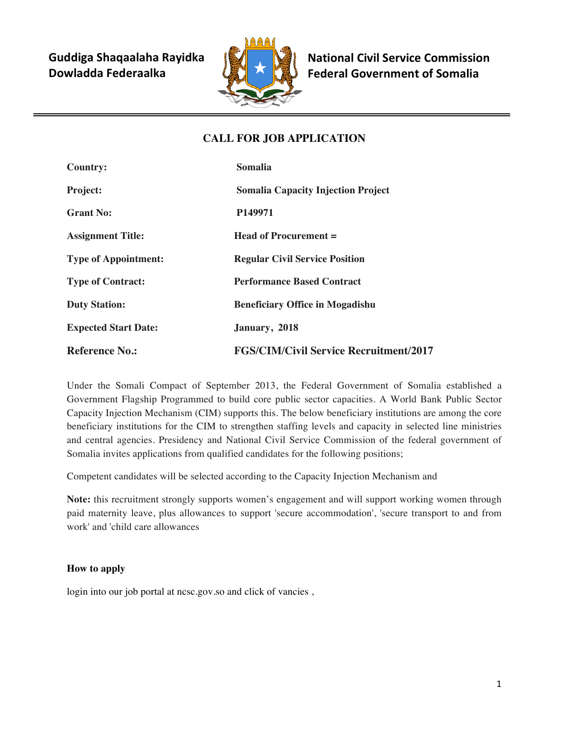**Guddiga Shaqaalaha Rayidka Dowladda Federaalka**

**National Civil Service Commission Federal Government of Somalia**

# CALL FOR JOB APPLICATION

| | |
|---|---|
| **Country:** | **Somalia** |
| **Project:** | **Somalia Capacity Injection Project** |
| **Grant No:** | **P149971** |
| **Assignment Title:** | **Head of Procurement =** |
| **Type of Appointment:** | **Regular Civil Service Position** |
| **Type of Contract:** | **Performance Based Contract** |
| **Duty Station:** | **Beneficiary Office in Mogadishu** |
| **Expected Start Date:** | **January, 2018** |
| **Reference No.:** | **FGS/CIM/Civil Service Recruitment/2017** |

Under the Somali Compact of September 2013, the Federal Government of Somalia established a Government Flagship Programmed to build core public sector capacities. A World Bank Public Sector Capacity Injection Mechanism (CIM) supports this. The below beneficiary institutions are among the core beneficiary institutions for the CIM to strengthen staffing levels and capacity in selected line ministries and central agencies. Presidency and National Civil Service Commission of the federal government of Somalia invites applications from qualified candidates for the following positions;

Competent candidates will be selected according to the Capacity Injection Mechanism and

**Note:** this recruitment strongly supports women's engagement and will support working women through paid maternity leave, plus allowances to support 'secure accommodation', 'secure transport to and from work' and 'child care allowances

**How to apply**

login into our job portal at ncsc.gov.so and click of vancies ,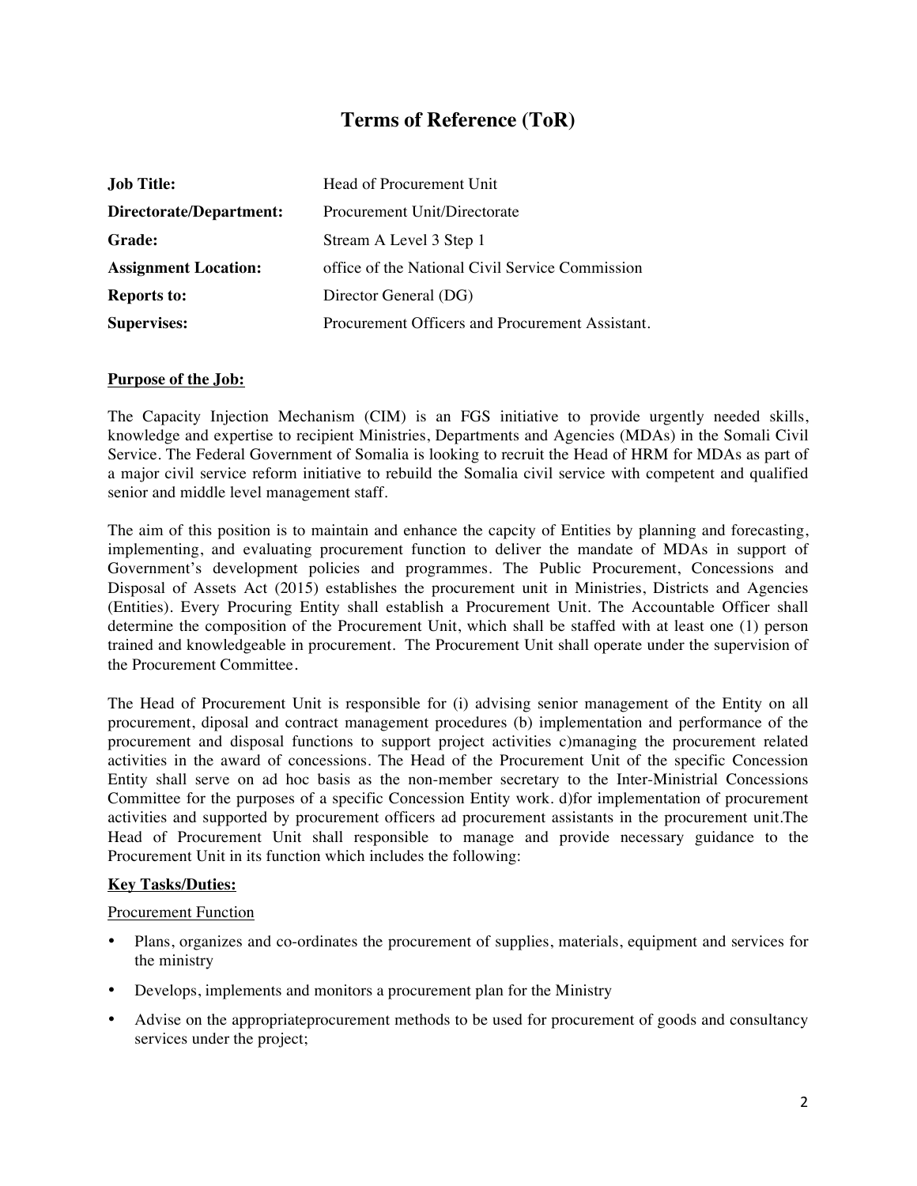# Terms of Reference (ToR)

| | |
|---|---|
| **Job Title:** | Head of Procurement Unit |
| **Directorate/Department:** | Procurement Unit/Directorate |
| **Grade:** | Stream A Level 3 Step 1 |
| **Assignment Location:** | office of the National Civil Service Commission |
| **Reports to:** | Director General (DG) |
| **Supervises:** | Procurement Officers and Procurement Assistant. |

**Purpose of the Job:**

The Capacity Injection Mechanism (CIM) is an FGS initiative to provide urgently needed skills, knowledge and expertise to recipient Ministries, Departments and Agencies (MDAs) in the Somali Civil Service. The Federal Government of Somalia is looking to recruit the Head of HRM for MDAs as part of a major civil service reform initiative to rebuild the Somalia civil service with competent and qualified senior and middle level management staff.

The aim of this position is to maintain and enhance the capcity of Entities by planning and forecasting, implementing, and evaluating procurement function to deliver the mandate of MDAs in support of Government's development policies and programmes. The Public Procurement, Concessions and Disposal of Assets Act (2015) establishes the procurement unit in Ministries, Districts and Agencies (Entities). Every Procuring Entity shall establish a Procurement Unit. The Accountable Officer shall determine the composition of the Procurement Unit, which shall be staffed with at least one (1) person trained and knowledgeable in procurement. The Procurement Unit shall operate under the supervision of the Procurement Committee.

The Head of Procurement Unit is responsible for (i) advising senior management of the Entity on all procurement, diposal and contract management procedures (b) implementation and performance of the procurement and disposal functions to support project activities c)managing the procurement related activities in the award of concessions. The Head of the Procurement Unit of the specific Concession Entity shall serve on ad hoc basis as the non-member secretary to the Inter-Ministrial Concessions Committee for the purposes of a specific Concession Entity work. d)for implementation of procurement activities and supported by procurement officers ad procurement assistants in the procurement unit.The Head of Procurement Unit shall responsible to manage and provide necessary guidance to the Procurement Unit in its function which includes the following:

**Key Tasks/Duties:**

Procurement Function

- Plans, organizes and co-ordinates the procurement of supplies, materials, equipment and services for the ministry
- Develops, implements and monitors a procurement plan for the Ministry
- Advise on the appropriateprocurement methods to be used for procurement of goods and consultancy services under the project;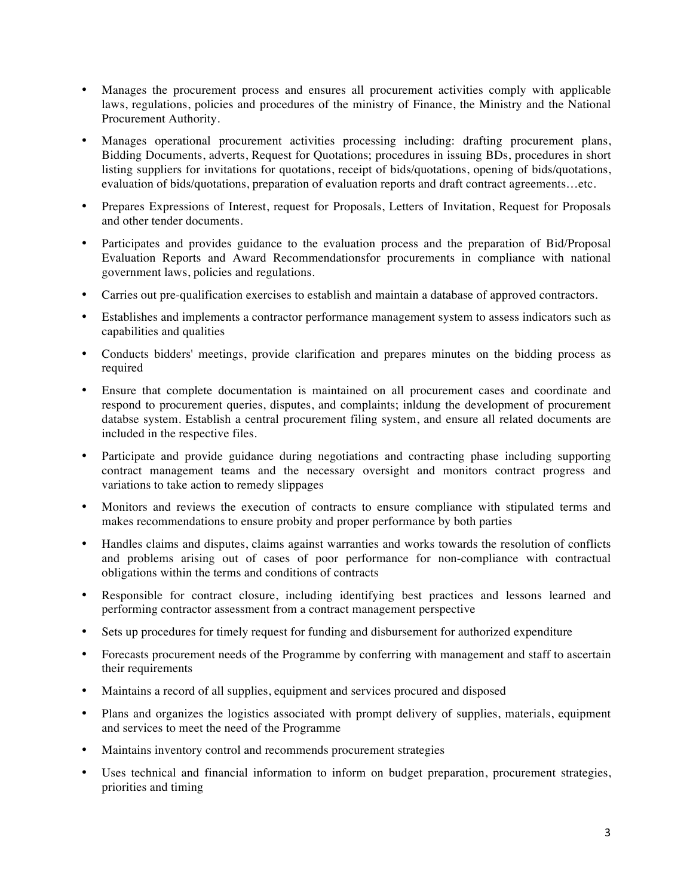- Manages the procurement process and ensures all procurement activities comply with applicable laws, regulations, policies and procedures of the ministry of Finance, the Ministry and the National Procurement Authority.
- Manages operational procurement activities processing including: drafting procurement plans, Bidding Documents, adverts, Request for Quotations; procedures in issuing BDs, procedures in short listing suppliers for invitations for quotations, receipt of bids/quotations, opening of bids/quotations, evaluation of bids/quotations, preparation of evaluation reports and draft contract agreements…etc.
- Prepares Expressions of Interest, request for Proposals, Letters of Invitation, Request for Proposals and other tender documents.
- Participates and provides guidance to the evaluation process and the preparation of Bid/Proposal Evaluation Reports and Award Recommendationsfor procurements in compliance with national government laws, policies and regulations.
- Carries out pre-qualification exercises to establish and maintain a database of approved contractors.
- Establishes and implements a contractor performance management system to assess indicators such as capabilities and qualities
- Conducts bidders' meetings, provide clarification and prepares minutes on the bidding process as required
- Ensure that complete documentation is maintained on all procurement cases and coordinate and respond to procurement queries, disputes, and complaints; inldung the development of procurement databse system. Establish a central procurement filing system, and ensure all related documents are included in the respective files.
- Participate and provide guidance during negotiations and contracting phase including supporting contract management teams and the necessary oversight and monitors contract progress and variations to take action to remedy slippages
- Monitors and reviews the execution of contracts to ensure compliance with stipulated terms and makes recommendations to ensure probity and proper performance by both parties
- Handles claims and disputes, claims against warranties and works towards the resolution of conflicts and problems arising out of cases of poor performance for non-compliance with contractual obligations within the terms and conditions of contracts
- Responsible for contract closure, including identifying best practices and lessons learned and performing contractor assessment from a contract management perspective
- Sets up procedures for timely request for funding and disbursement for authorized expenditure
- Forecasts procurement needs of the Programme by conferring with management and staff to ascertain their requirements
- Maintains a record of all supplies, equipment and services procured and disposed
- Plans and organizes the logistics associated with prompt delivery of supplies, materials, equipment and services to meet the need of the Programme
- Maintains inventory control and recommends procurement strategies
- Uses technical and financial information to inform on budget preparation, procurement strategies, priorities and timing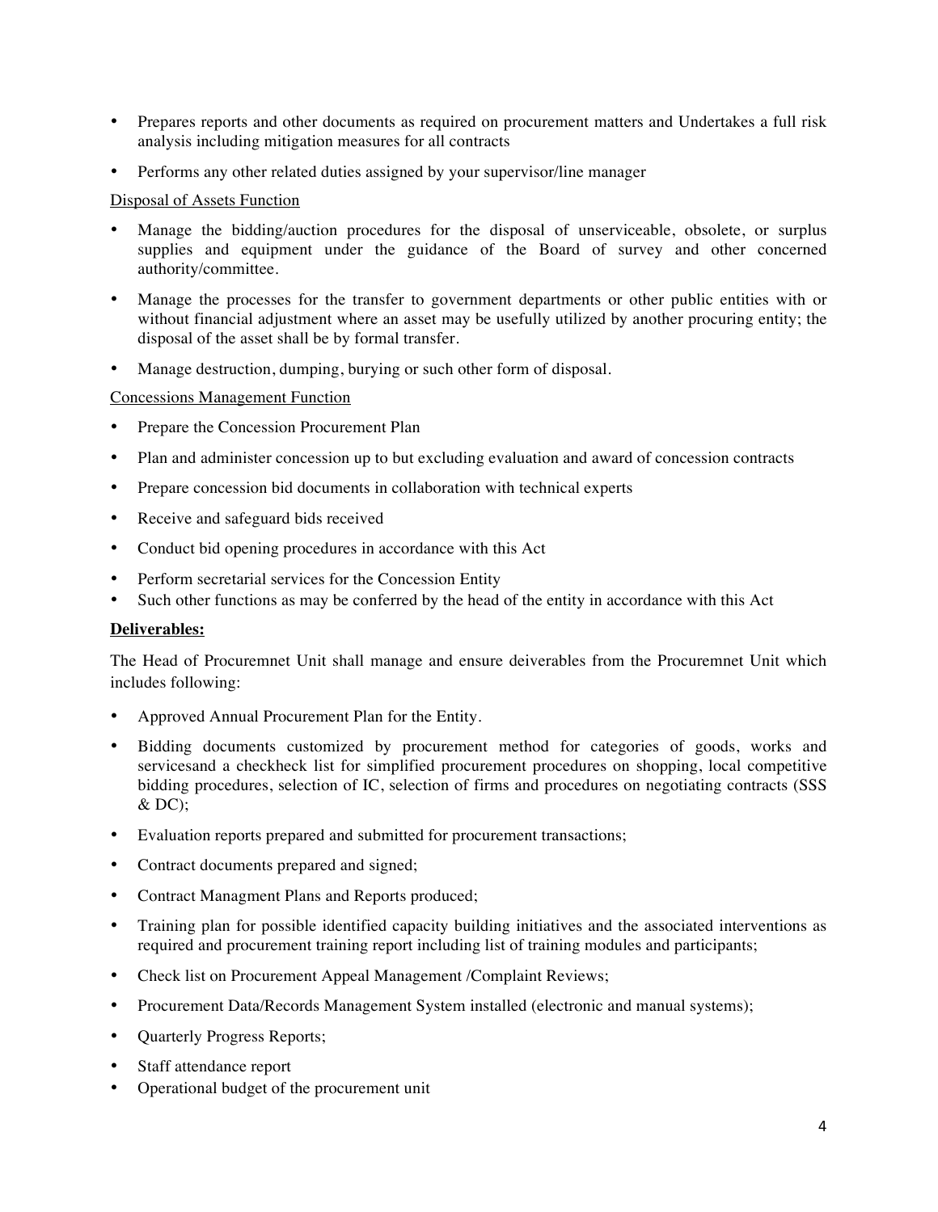- Prepares reports and other documents as required on procurement matters and Undertakes a full risk analysis including mitigation measures for all contracts
- Performs any other related duties assigned by your supervisor/line manager

Disposal of Assets Function

- Manage the bidding/auction procedures for the disposal of unserviceable, obsolete, or surplus supplies and equipment under the guidance of the Board of survey and other concerned authority/committee.
- Manage the processes for the transfer to government departments or other public entities with or without financial adjustment where an asset may be usefully utilized by another procuring entity; the disposal of the asset shall be by formal transfer.
- Manage destruction, dumping, burying or such other form of disposal.

Concessions Management Function

- Prepare the Concession Procurement Plan
- Plan and administer concession up to but excluding evaluation and award of concession contracts
- Prepare concession bid documents in collaboration with technical experts
- Receive and safeguard bids received
- Conduct bid opening procedures in accordance with this Act
- Perform secretarial services for the Concession Entity
- Such other functions as may be conferred by the head of the entity in accordance with this Act

**Deliverables:**

The Head of Procuremnet Unit shall manage and ensure deiverables from the Procuremnet Unit which includes following:

- Approved Annual Procurement Plan for the Entity.
- Bidding documents customized by procurement method for categories of goods, works and servicesand a checkheck list for simplified procurement procedures on shopping, local competitive bidding procedures, selection of IC, selection of firms and procedures on negotiating contracts (SSS & DC);
- Evaluation reports prepared and submitted for procurement transactions;
- Contract documents prepared and signed;
- Contract Managment Plans and Reports produced;
- Training plan for possible identified capacity building initiatives and the associated interventions as required and procurement training report including list of training modules and participants;
- Check list on Procurement Appeal Management /Complaint Reviews;
- Procurement Data/Records Management System installed (electronic and manual systems);
- Quarterly Progress Reports;
- Staff attendance report
- Operational budget of the procurement unit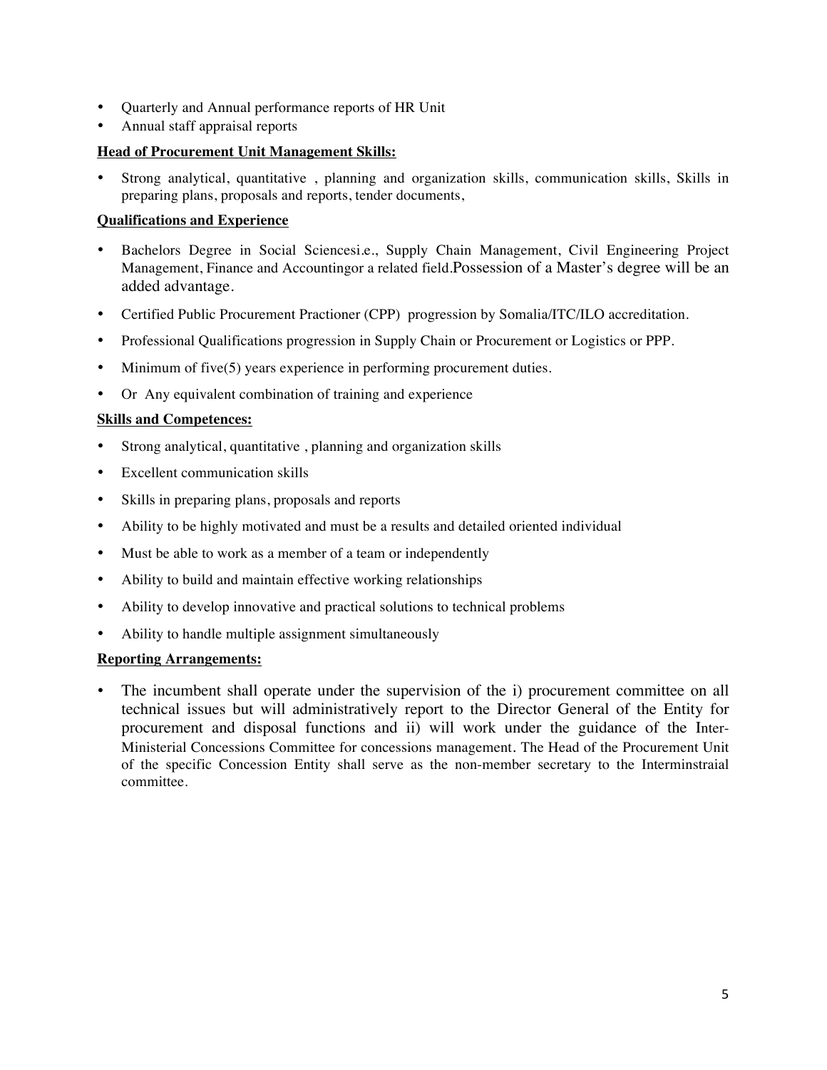- Quarterly and Annual performance reports of HR Unit
- Annual staff appraisal reports

**Head of Procurement Unit Management Skills:**

- Strong analytical, quantitative , planning and organization skills, communication skills, Skills in preparing plans, proposals and reports, tender documents,

**Qualifications and Experience**

- Bachelors Degree in Social Sciencesi.e., Supply Chain Management, Civil Engineering Project Management, Finance and Accountingor a related field.Possession of a Master's degree will be an added advantage.
- Certified Public Procurement Practioner (CPP) progression by Somalia/ITC/ILO accreditation.
- Professional Qualifications progression in Supply Chain or Procurement or Logistics or PPP.
- Minimum of five(5) years experience in performing procurement duties.
- Or Any equivalent combination of training and experience

**Skills and Competences:**

- Strong analytical, quantitative , planning and organization skills
- Excellent communication skills
- Skills in preparing plans, proposals and reports
- Ability to be highly motivated and must be a results and detailed oriented individual
- Must be able to work as a member of a team or independently
- Ability to build and maintain effective working relationships
- Ability to develop innovative and practical solutions to technical problems
- Ability to handle multiple assignment simultaneously

**Reporting Arrangements:**

- The incumbent shall operate under the supervision of the i) procurement committee on all technical issues but will administratively report to the Director General of the Entity for procurement and disposal functions and ii) will work under the guidance of the Inter-Ministerial Concessions Committee for concessions management. The Head of the Procurement Unit of the specific Concession Entity shall serve as the non-member secretary to the Interminstraial committee.